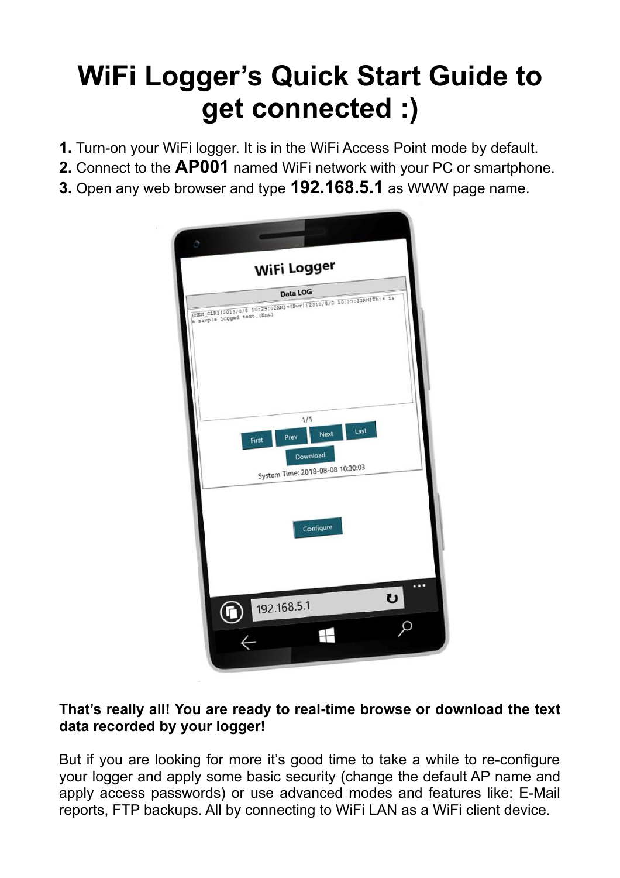# WiFi Logger's Quick Start Guide to get connected :)

**1.** Turn-on your WiFi logger. It is in the WiFi Access Point mode by default.
**2.** Connect to the **AP001** named WiFi network with your PC or smartphone.
**3.** Open any web browser and type **192.168.5.1** as WWW page name.

**That's really all! You are ready to real-time browse or download the text data recorded by your logger!**

But if you are looking for more it's good time to take a while to re-configure your logger and apply some basic security (change the default AP name and apply access passwords) or use advanced modes and features like: E-Mail reports, FTP backups. All by connecting to WiFi LAN as a WiFi client device.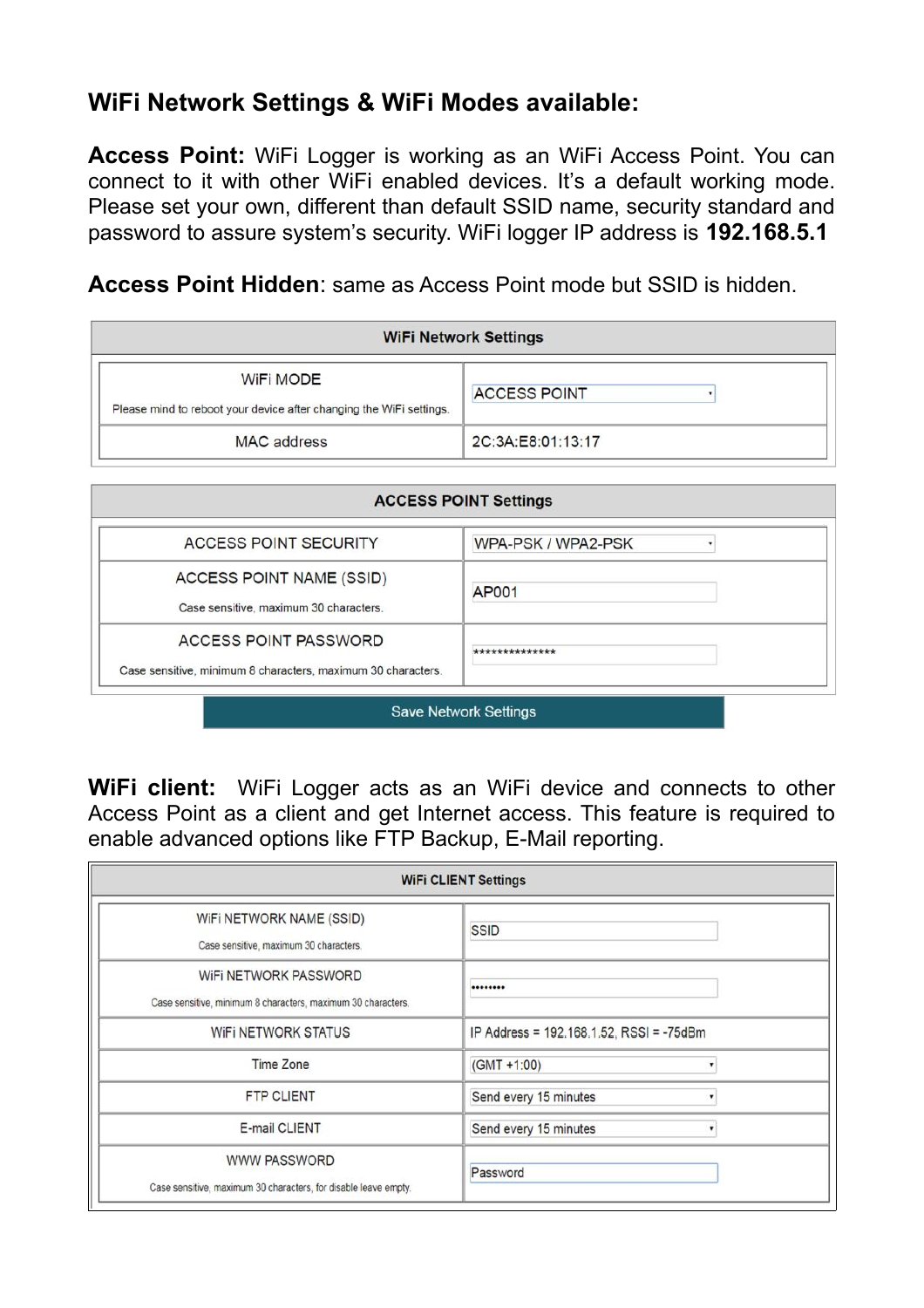## WiFi Network Settings & WiFi Modes available:

**Access Point:** WiFi Logger is working as an WiFi Access Point. You can connect to it with other WiFi enabled devices. It's a default working mode. Please set your own, different than default SSID name, security standard and password to assure system's security. WiFi logger IP address is **192.168.5.1**

**Access Point Hidden**: same as Access Point mode but SSID is hidden.

| WiFi Network Settings | |
|---|---|
| WiFi MODE<br>Please mind to reboot your device after changing the WiFi settings. | ACCESS POINT |
| MAC address | 2C:3A:E8:01:13:17 |

| ACCESS POINT Settings | |
|---|---|
| ACCESS POINT SECURITY | WPA-PSK / WPA2-PSK |
| ACCESS POINT NAME (SSID)<br>Case sensitive, maximum 30 characters. | AP001 |
| ACCESS POINT PASSWORD<br>Case sensitive, minimum 8 characters, maximum 30 characters. | ************** |

Save Network Settings

**WiFi client:** WiFi Logger acts as an WiFi device and connects to other Access Point as a client and get Internet access. This feature is required to enable advanced options like FTP Backup, E-Mail reporting.

| WiFi CLIENT Settings | |
|---|---|
| WiFi NETWORK NAME (SSID)<br>Case sensitive, maximum 30 characters. | SSID |
| WiFi NETWORK PASSWORD<br>Case sensitive, minimum 8 characters, maximum 30 characters. | •••••••• |
| WiFi NETWORK STATUS | IP Address = 192.168.1.52, RSSI = -75dBm |
| Time Zone | (GMT +1:00) |
| FTP CLIENT | Send every 15 minutes |
| E-mail CLIENT | Send every 15 minutes |
| WWW PASSWORD<br>Case sensitive, maximum 30 characters, for disable leave empty. | Password |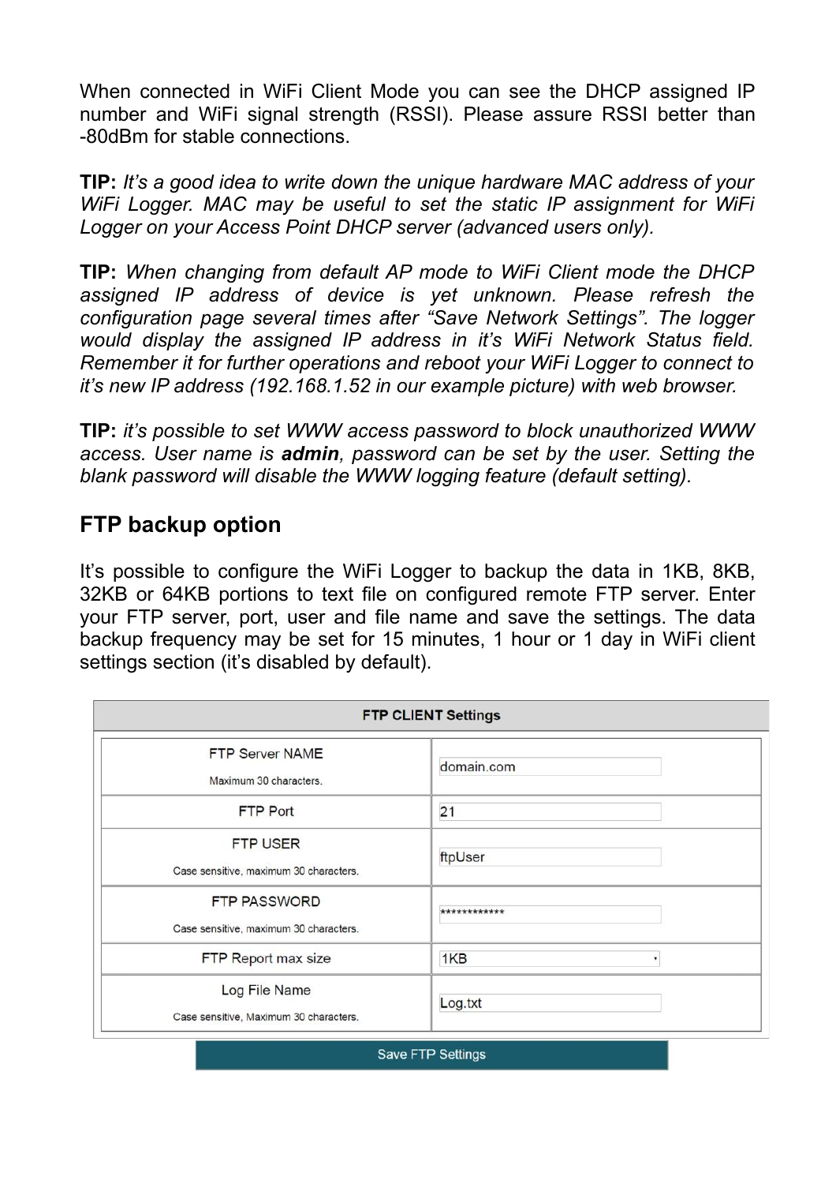When connected in WiFi Client Mode you can see the DHCP assigned IP number and WiFi signal strength (RSSI). Please assure RSSI better than -80dBm for stable connections.

**TIP:** *It's a good idea to write down the unique hardware MAC address of your WiFi Logger. MAC may be useful to set the static IP assignment for WiFi Logger on your Access Point DHCP server (advanced users only).*

**TIP:** *When changing from default AP mode to WiFi Client mode the DHCP assigned IP address of device is yet unknown. Please refresh the configuration page several times after "Save Network Settings". The logger would display the assigned IP address in it's WiFi Network Status field. Remember it for further operations and reboot your WiFi Logger to connect to it's new IP address (192.168.1.52 in our example picture) with web browser.*

**TIP:** *it's possible to set WWW access password to block unauthorized WWW access. User name is **admin**, password can be set by the user. Setting the blank password will disable the WWW logging feature (default setting).*

## FTP backup option

It's possible to configure the WiFi Logger to backup the data in 1KB, 8KB, 32KB or 64KB portions to text file on configured remote FTP server. Enter your FTP server, port, user and file name and save the settings. The data backup frequency may be set for 15 minutes, 1 hour or 1 day in WiFi client settings section (it's disabled by default).

| FTP CLIENT Settings | |
|---|---|
| FTP Server NAME<br>Maximum 30 characters. | domain.com |
| FTP Port | 21 |
| FTP USER<br>Case sensitive, maximum 30 characters. | ftpUser |
| FTP PASSWORD<br>Case sensitive, maximum 30 characters. | ************ |
| FTP Report max size | 1KB |
| Log File Name<br>Case sensitive, Maximum 30 characters. | Log.txt |

Save FTP Settings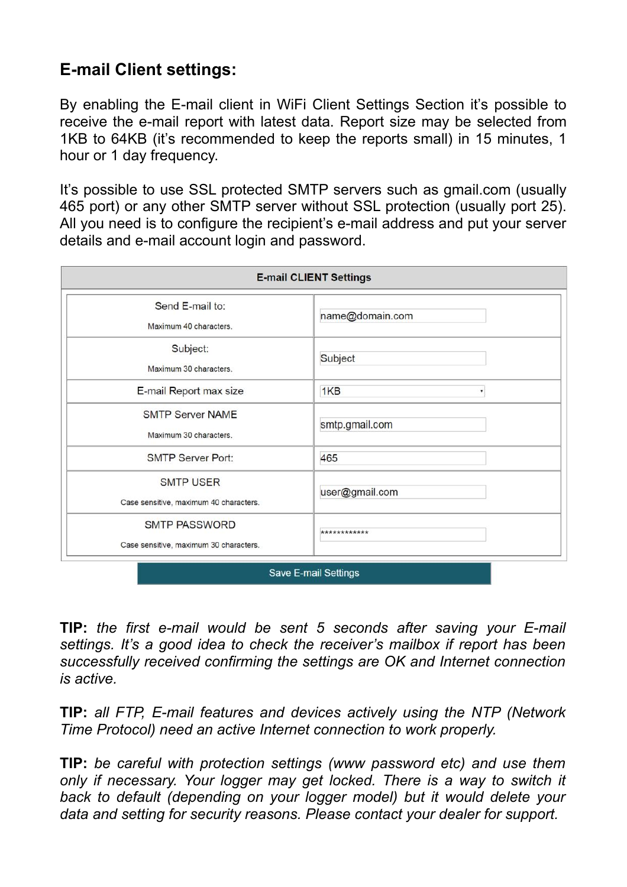## E-mail Client settings:

By enabling the E-mail client in WiFi Client Settings Section it's possible to receive the e-mail report with latest data. Report size may be selected from 1KB to 64KB (it's recommended to keep the reports small) in 15 minutes, 1 hour or 1 day frequency.

It's possible to use SSL protected SMTP servers such as gmail.com (usually 465 port) or any other SMTP server without SSL protection (usually port 25). All you need is to configure the recipient's e-mail address and put your server details and e-mail account login and password.

| E-mail CLIENT Settings | |
|---|---|
| Send E-mail to: Maximum 40 characters. | name@domain.com |
| Subject: Maximum 30 characters. | Subject |
| E-mail Report max size | 1KB |
| SMTP Server NAME Maximum 30 characters. | smtp.gmail.com |
| SMTP Server Port: | 465 |
| SMTP USER Case sensitive, maximum 40 characters. | user@gmail.com |
| SMTP PASSWORD Case sensitive, maximum 30 characters. | ************ |

Save E-mail Settings

**TIP:** *the first e-mail would be sent 5 seconds after saving your E-mail settings. It's a good idea to check the receiver's mailbox if report has been successfully received confirming the settings are OK and Internet connection is active.*

**TIP:** *all FTP, E-mail features and devices actively using the NTP (Network Time Protocol) need an active Internet connection to work properly.*

**TIP:** *be careful with protection settings (www password etc) and use them only if necessary. Your logger may get locked. There is a way to switch it back to default (depending on your logger model) but it would delete your data and setting for security reasons. Please contact your dealer for support.*